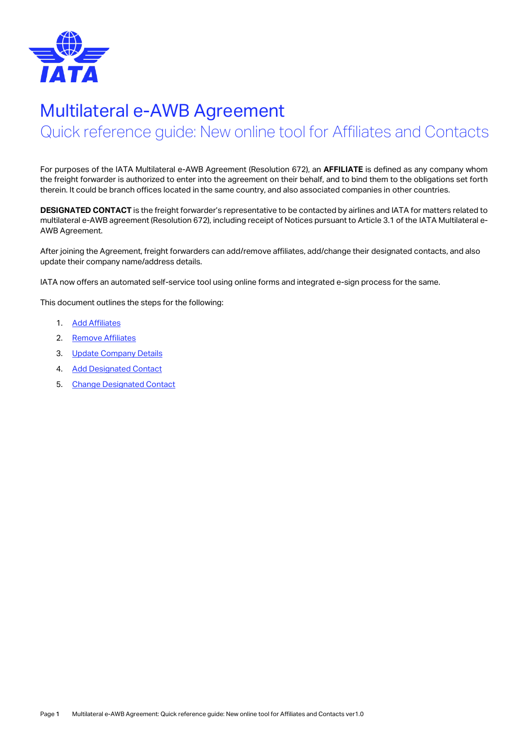# Multilateral e-AWB Agreement

## Quick reference guide: New online tool for Affiliates and Contacts

For purposes of the IATA Multilateral e-AWB Agreement (Resolution 672), an **AFFILIATE** is defined as any company whom the freight forwarder is authorized to enter into the agreement on their behalf, and to bind them to the obligations set forth therein. It could be branch offices located in the same country, and also associated companies in other countries.

**DESIGNATED CONTACT** is the freight forwarder's representative to be contacted by airlines and IATA for matters related to multilateral e-AWB agreement (Resolution 672), including receipt of Notices pursuant to Article 3.1 of the IATA Multilateral e-AWB Agreement.

After joining the Agreement, freight forwarders can add/remove affiliates, add/change their designated contacts, and also update their company name/address details.

IATA now offers an automated self-service tool using online forms and integrated e-sign process for the same.

This document outlines the steps for the following:

1. Add Affiliates
2. Remove Affiliates
3. Update Company Details
4. Add Designated Contact
5. Change Designated Contact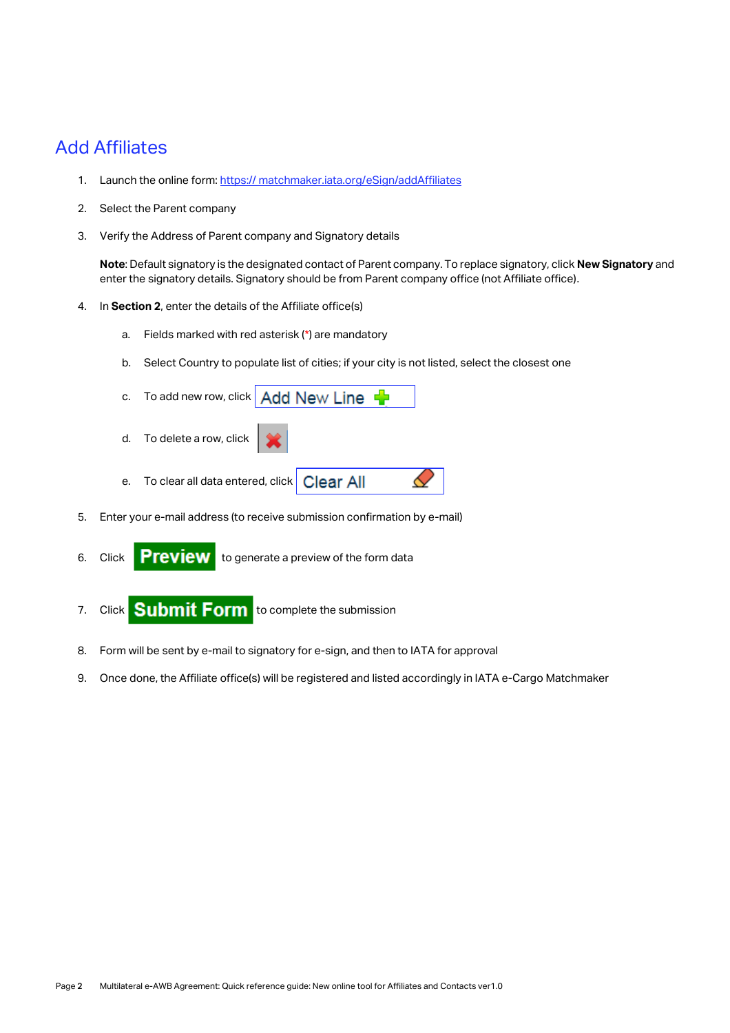# Add Affiliates

1. Launch the online form: [https:// matchmaker.iata.org/eSign/addAffiliates](https://matchmaker.iata.org/eSign/addAffiliates)

2. Select the Parent company

3. Verify the Address of Parent company and Signatory details

   **Note**: Default signatory is the designated contact of Parent company. To replace signatory, click **New Signatory** and enter the signatory details. Signatory should be from Parent company office (not Affiliate office).

4. In **Section 2**, enter the details of the Affiliate office(s)

   a. Fields marked with red asterisk (*) are mandatory

   b. Select Country to populate list of cities; if your city is not listed, select the closest one

   c. To add new row, click Add New Line

   d. To delete a row, click

   e. To clear all data entered, click Clear All

5. Enter your e-mail address (to receive submission confirmation by e-mail)

6. Click **Preview** to generate a preview of the form data

7. Click **Submit Form** to complete the submission

8. Form will be sent by e-mail to signatory for e-sign, and then to IATA for approval

9. Once done, the Affiliate office(s) will be registered and listed accordingly in IATA e-Cargo Matchmaker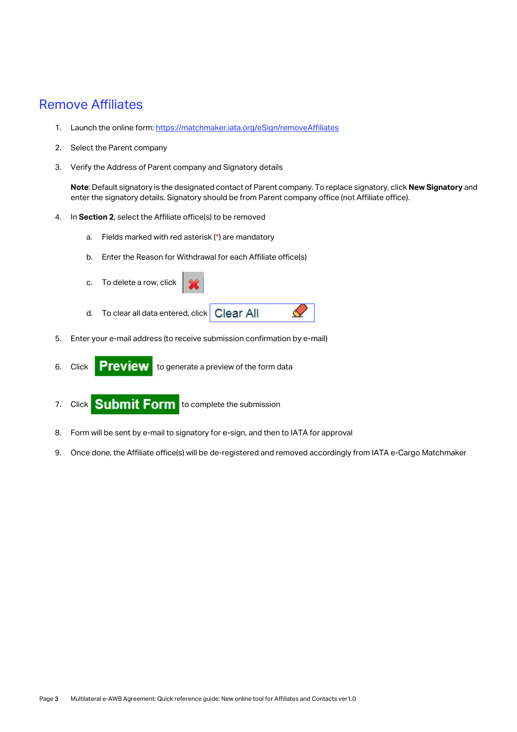## Remove Affiliates

1. Launch the online form: [https://matchmaker.iata.org/eSign/removeAffiliates](https://matchmaker.iata.org/eSign/removeAffiliates)

2. Select the Parent company

3. Verify the Address of Parent company and Signatory details

   **Note**: Default signatory is the designated contact of Parent company. To replace signatory, click **New Signatory** and enter the signatory details. Signatory should be from Parent company office (not Affiliate office).

4. In **Section 2**, select the Affiliate office(s) to be removed

   a. Fields marked with red asterisk (*) are mandatory

   b. Enter the Reason for Withdrawal for each Affiliate office(s)

   c. To delete a row, click

   d. To clear all data entered, click Clear All

5. Enter your e-mail address (to receive submission confirmation by e-mail)

6. Click **Preview** to generate a preview of the form data

7. Click **Submit Form** to complete the submission

8. Form will be sent by e-mail to signatory for e-sign, and then to IATA for approval

9. Once done, the Affiliate office(s) will be de-registered and removed accordingly from IATA e-Cargo Matchmaker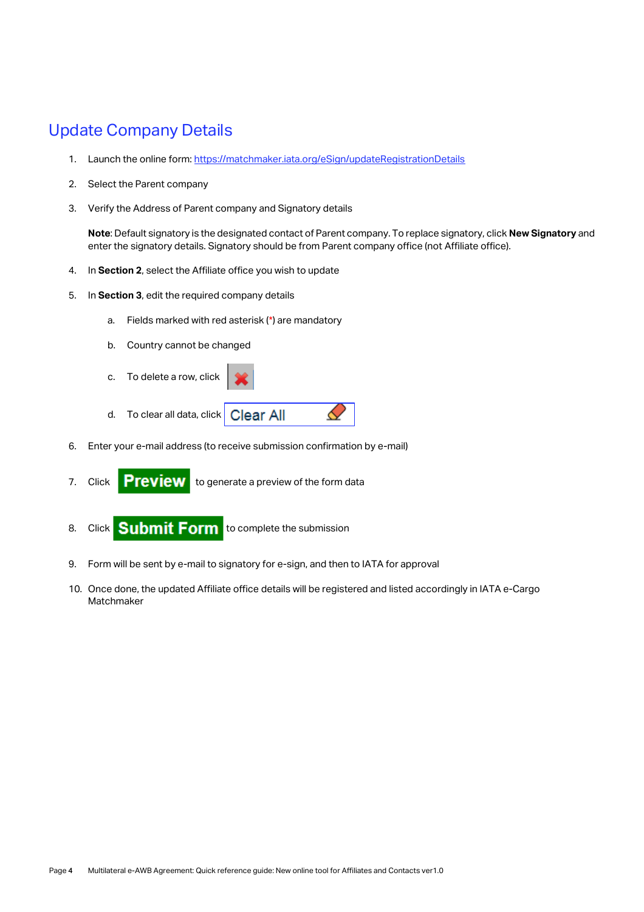# Update Company Details

1. Launch the online form: [https://matchmaker.iata.org/eSign/updateRegistrationDetails](https://matchmaker.iata.org/eSign/updateRegistrationDetails)

2. Select the Parent company

3. Verify the Address of Parent company and Signatory details

   **Note**: Default signatory is the designated contact of Parent company. To replace signatory, click **New Signatory** and enter the signatory details. Signatory should be from Parent company office (not Affiliate office).

4. In **Section 2**, select the Affiliate office you wish to update

5. In **Section 3**, edit the required company details

   a. Fields marked with red asterisk (*) are mandatory

   b. Country cannot be changed

   c. To delete a row, click

   d. To clear all data, click Clear All

6. Enter your e-mail address (to receive submission confirmation by e-mail)

7. Click **Preview** to generate a preview of the form data

8. Click **Submit Form** to complete the submission

9. Form will be sent by e-mail to signatory for e-sign, and then to IATA for approval

10. Once done, the updated Affiliate office details will be registered and listed accordingly in IATA e-Cargo Matchmaker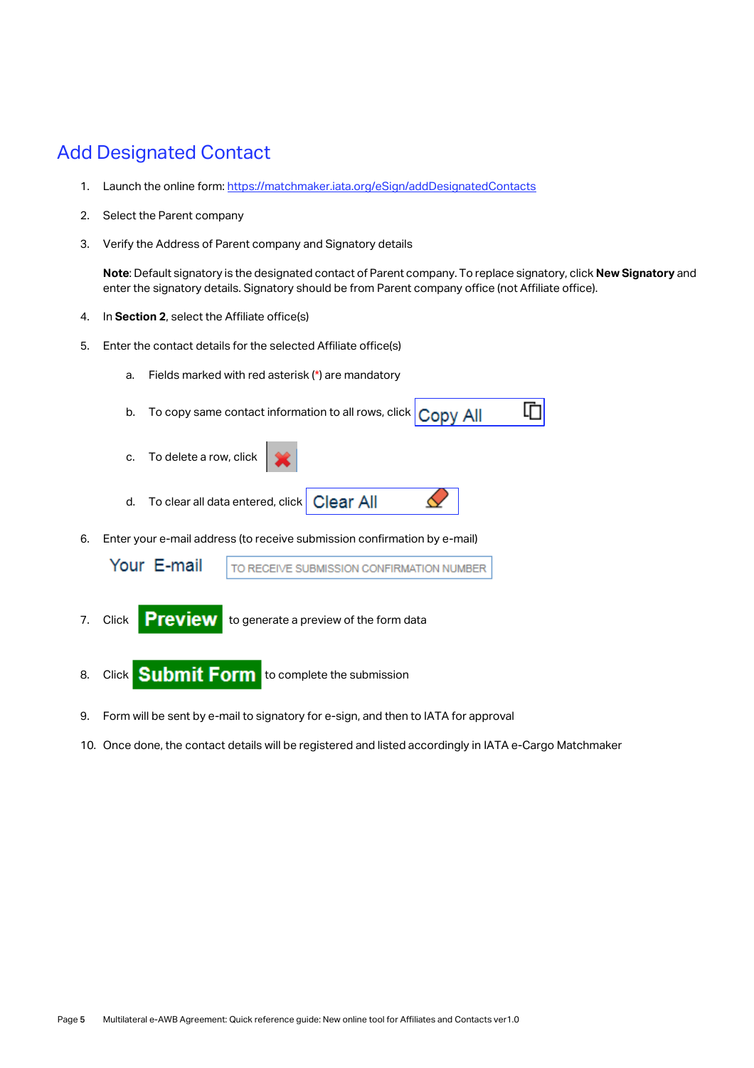## Add Designated Contact

1. Launch the online form: [https://matchmaker.iata.org/eSign/addDesignatedContacts](https://matchmaker.iata.org/eSign/addDesignatedContacts)

2. Select the Parent company

3. Verify the Address of Parent company and Signatory details

   **Note**: Default signatory is the designated contact of Parent company. To replace signatory, click **New Signatory** and enter the signatory details. Signatory should be from Parent company office (not Affiliate office).

4. In **Section 2**, select the Affiliate office(s)

5. Enter the contact details for the selected Affiliate office(s)

   a. Fields marked with red asterisk (*) are mandatory

   b. To copy same contact information to all rows, click Copy All

   c. To delete a row, click

   d. To clear all data entered, click Clear All

6. Enter your e-mail address (to receive submission confirmation by e-mail)

   Your E-mail | TO RECEIVE SUBMISSION CONFIRMATION NUMBER

7. Click **Preview** to generate a preview of the form data

8. Click **Submit Form** to complete the submission

9. Form will be sent by e-mail to signatory for e-sign, and then to IATA for approval

10. Once done, the contact details will be registered and listed accordingly in IATA e-Cargo Matchmaker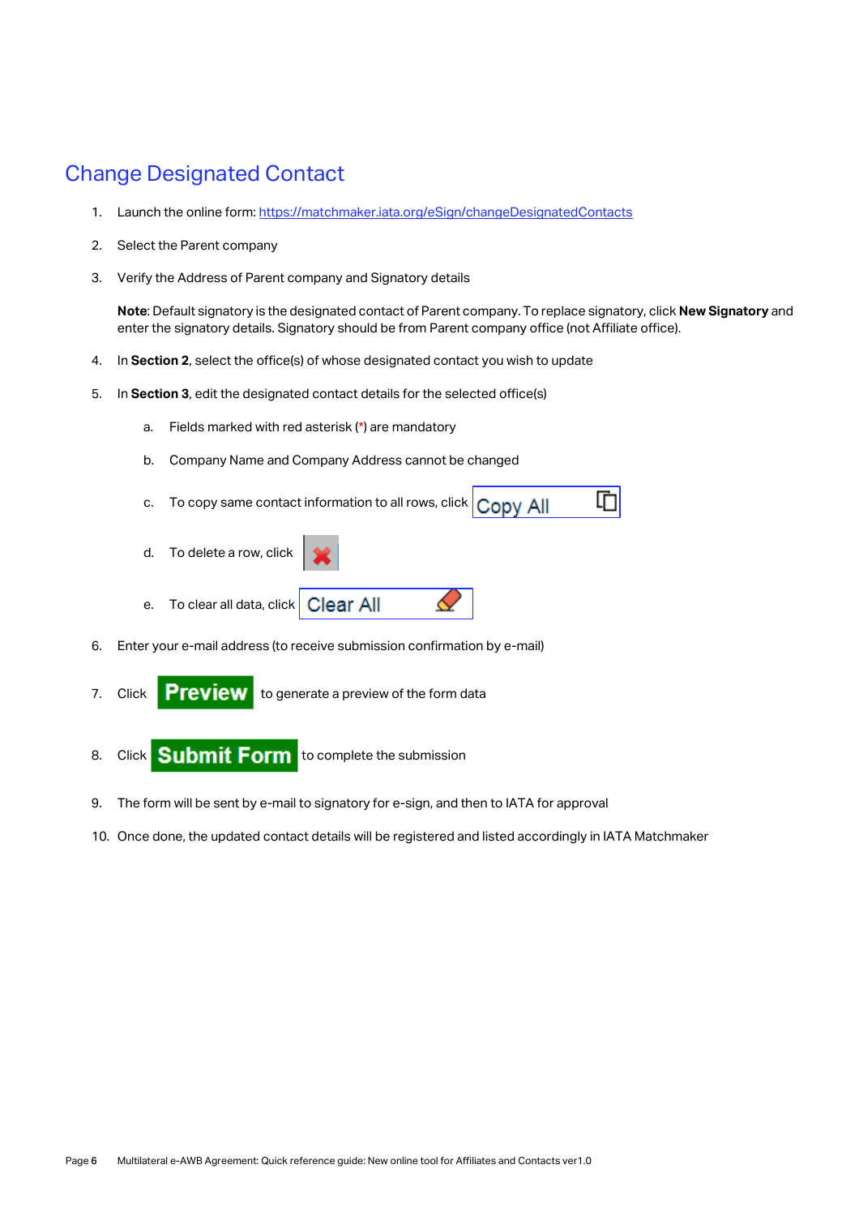## Change Designated Contact

1. Launch the online form: [https://matchmaker.iata.org/eSign/changeDesignatedContacts](https://matchmaker.iata.org/eSign/changeDesignatedContacts)
2. Select the Parent company
3. Verify the Address of Parent company and Signatory details

   **Note**: Default signatory is the designated contact of Parent company. To replace signatory, click **New Signatory** and enter the signatory details. Signatory should be from Parent company office (not Affiliate office).

4. In **Section 2**, select the office(s) of whose designated contact you wish to update
5. In **Section 3**, edit the designated contact details for the selected office(s)
   a. Fields marked with red asterisk (*) are mandatory
   b. Company Name and Company Address cannot be changed
   c. To copy same contact information to all rows, click Copy All
   d. To delete a row, click
   e. To clear all data, click Clear All
6. Enter your e-mail address (to receive submission confirmation by e-mail)
7. Click **Preview** to generate a preview of the form data
8. Click **Submit Form** to complete the submission
9. The form will be sent by e-mail to signatory for e-sign, and then to IATA for approval
10. Once done, the updated contact details will be registered and listed accordingly in IATA Matchmaker